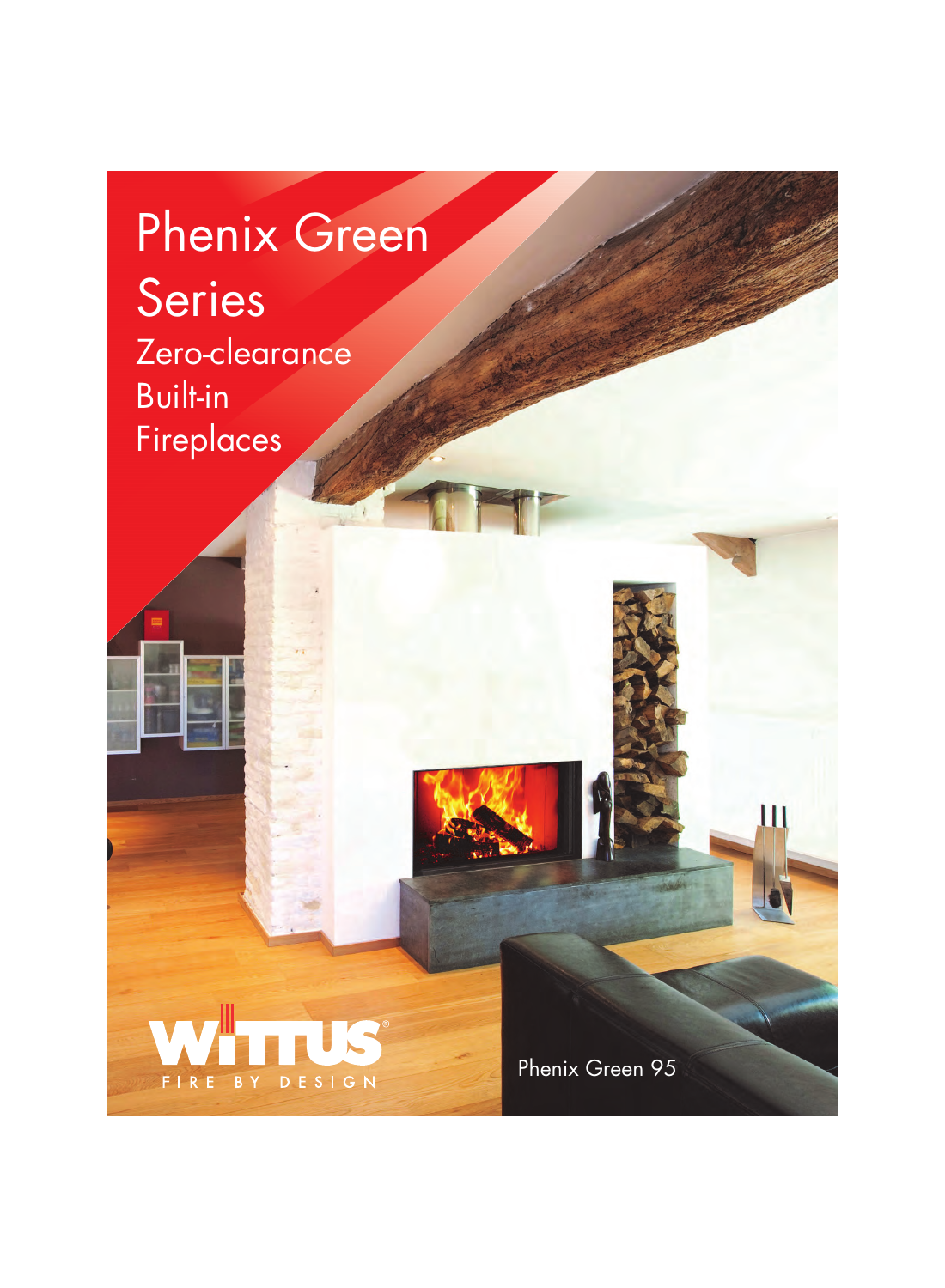# Phenix Green Series

## Zero-clearance Built-in Fireplaces

WITTUS® FIRE BY DESIGN

Phenix Green 95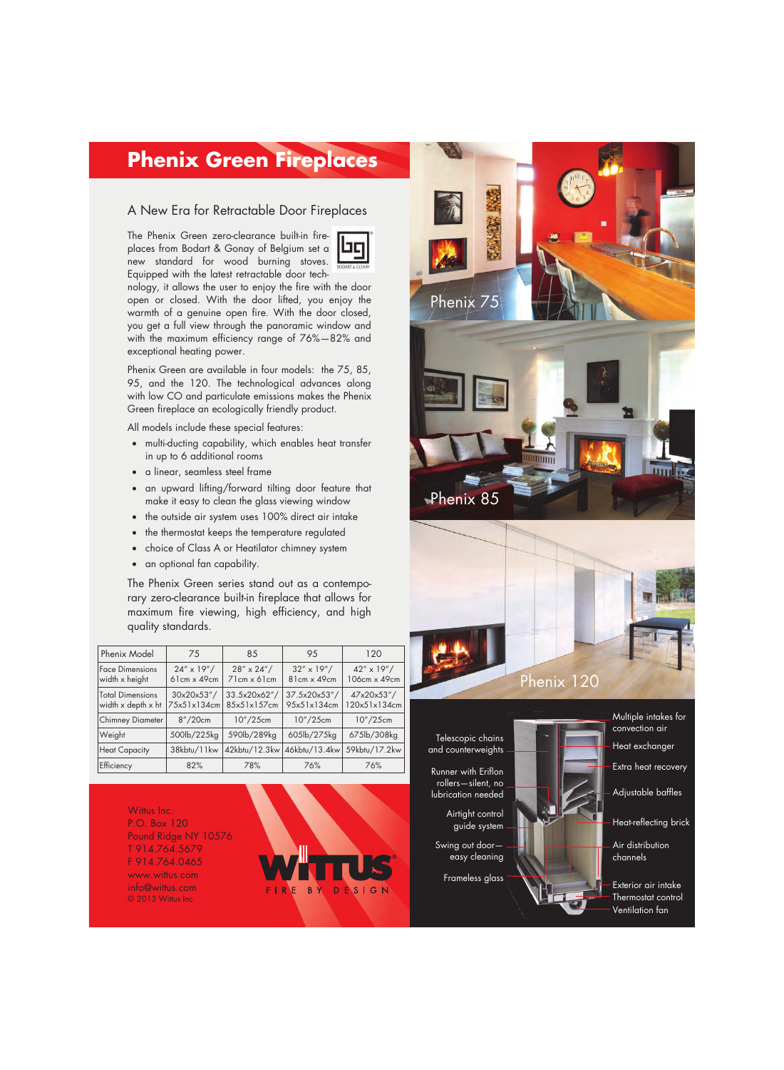# Phenix Green Fireplaces

## A New Era for Retractable Door Fireplaces

The Phenix Green zero-clearance built-in fireplaces from Bodart & Gonay of Belgium set a new standard for wood burning stoves. Equipped with the latest retractable door technology, it allows the user to enjoy the fire with the door open or closed. With the door lifted, you enjoy the warmth of a genuine open fire. With the door closed, you get a full view through the panoramic window and with the maximum efficiency range of 76%—82% and exceptional heating power.

Phenix Green are available in four models: the 75, 85, 95, and the 120. The technological advances along with low CO and particulate emissions makes the Phenix Green fireplace an ecologically friendly product.

All models include these special features:

- multi-ducting capability, which enables heat transfer in up to 6 additional rooms
- a linear, seamless steel frame
- an upward lifting/forward tilting door feature that make it easy to clean the glass viewing window
- the outside air system uses 100% direct air intake
- the thermostat keeps the temperature regulated
- choice of Class A or Heatilator chimney system
- an optional fan capability.

The Phenix Green series stand out as a contemporary zero-clearance built-in fireplace that allows for maximum fire viewing, high efficiency, and high quality standards.

| Phenix Model | 75 | 85 | 95 | 120 |
|---|---|---|---|---|
| Face Dimensions width x height | 24" x 19"/ 61cm x 49cm | 28" x 24"/ 71cm x 61cm | 32" x 19"/ 81cm x 49cm | 42" x 19"/ 106cm x 49cm |
| Total Dimensions width x depth x ht | 30x20x53"/ 75x51x134cm | 33.5x20x62"/ 85x51x157cm | 37.5x20x53"/ 95x51x134cm | 47x20x53"/ 120x51x134cm |
| Chimney Diameter | 8"/20cm | 10"/25cm | 10"/25cm | 10"/25cm |
| Weight | 500lb/225kg | 590lb/289kg | 605lb/275kg | 675lb/308kg |
| Heat Capacity | 38kbtu/11kw | 42kbtu/12.3kw | 46kbtu/13.4kw | 59kbtu/17.2kw |
| Efficiency | 82% | 78% | 76% | 76% |

Wittus Inc.
P.O. Box 120
Pound Ridge NY 10576
T 914.764.5679
F 914.764.0465
www.wittus.com
info@wittus.com
© 2013 Wittus Inc.

WITTUS FIRE BY DESIGN

Phenix 75

Phenix 85

Phenix 120

Telescopic chains and counterweights
Runner with Eriflon rollers—silent, no lubrication needed
Airtight control guide system
Swing out door—easy cleaning
Frameless glass
Multiple intakes for convection air
Heat exchanger
Extra heat recovery
Adjustable baffles
Heat-reflecting brick
Air distribution channels
Exterior air intake
Thermostat control
Ventilation fan